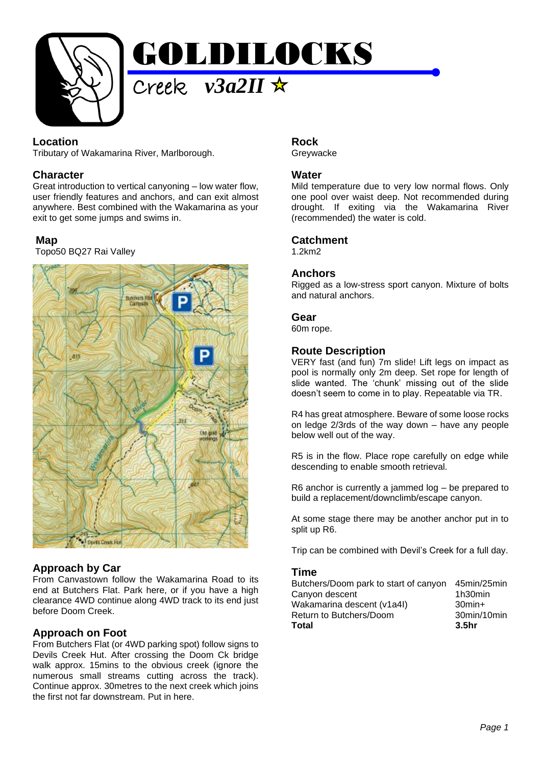# GOLDILOCKS

## Creek *v3a2II* ☆

### Location

Tributary of Wakamarina River, Marlborough.

### Character

Great introduction to vertical canyoning – low water flow, user friendly features and anchors, and can exit almost anywhere. Best combined with the Wakamarina as your exit to get some jumps and swims in.

### Map

Topo50 BQ27 Rai Valley

### Approach by Car

From Canvastown follow the Wakamarina Road to its end at Butchers Flat. Park here, or if you have a high clearance 4WD continue along 4WD track to its end just before Doom Creek.

### Approach on Foot

From Butchers Flat (or 4WD parking spot) follow signs to Devils Creek Hut. After crossing the Doom Ck bridge walk approx. 15mins to the obvious creek (ignore the numerous small streams cutting across the track). Continue approx. 30metres to the next creek which joins the first not far downstream. Put in here.

### Rock

Greywacke

### Water

Mild temperature due to very low normal flows. Only one pool over waist deep. Not recommended during drought. If exiting via the Wakamarina River (recommended) the water is cold.

### Catchment

1.2km2

### Anchors

Rigged as a low-stress sport canyon. Mixture of bolts and natural anchors.

### Gear

60m rope.

### Route Description

VERY fast (and fun) 7m slide! Lift legs on impact as pool is normally only 2m deep. Set rope for length of slide wanted. The 'chunk' missing out of the slide doesn't seem to come in to play. Repeatable via TR.

R4 has great atmosphere. Beware of some loose rocks on ledge 2/3rds of the way down – have any people below well out of the way.

R5 is in the flow. Place rope carefully on edge while descending to enable smooth retrieval.

R6 anchor is currently a jammed log – be prepared to build a replacement/downclimb/escape canyon.

At some stage there may be another anchor put in to split up R6.

Trip can be combined with Devil's Creek for a full day.

### Time

| | |
|---|---|
| Butchers/Doom park to start of canyon | 45min/25min |
| Canyon descent | 1h30min |
| Wakamarina descent (v1a4I) | 30min+ |
| Return to Butchers/Doom | 30min/10min |
| **Total** | **3.5hr** |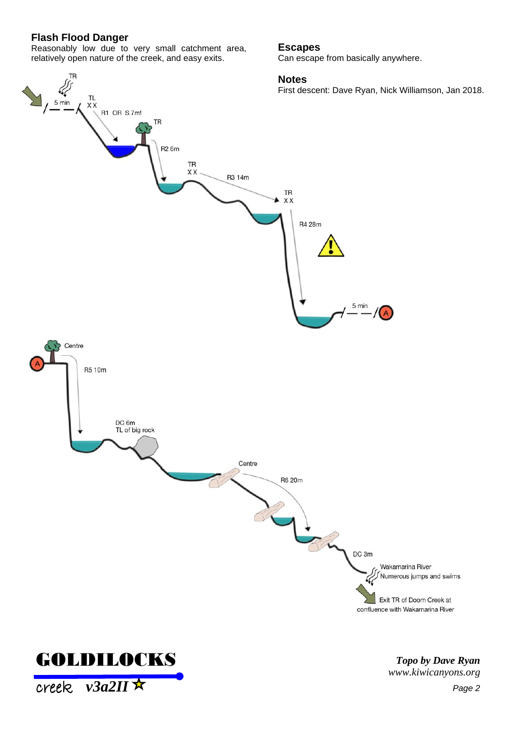## Flash Flood Danger

Reasonably low due to very small catchment area, relatively open nature of the creek, and easy exits.

## Escapes

Can escape from basically anywhere.

## Notes

First descent: Dave Ryan, Nick Williamson, Jan 2018.

TR

5 min

TL XX

R1 OR S 7m!

TR

R2 6m

TR XX

R3 14m

TR XX

R4 28m

5 min

A

Centre

R5 10m

DC 6m
TL of big rock

Centre

R6 20m

DC 3m

Wakamarina River
Numerous jumps and swims

Exit TR of Doom Creek at confluence with Wakamarina River

# GOLDILOCKS

creek *v3a2II* ★

***Topo by Dave Ryan***
*www.kiwicanyons.org*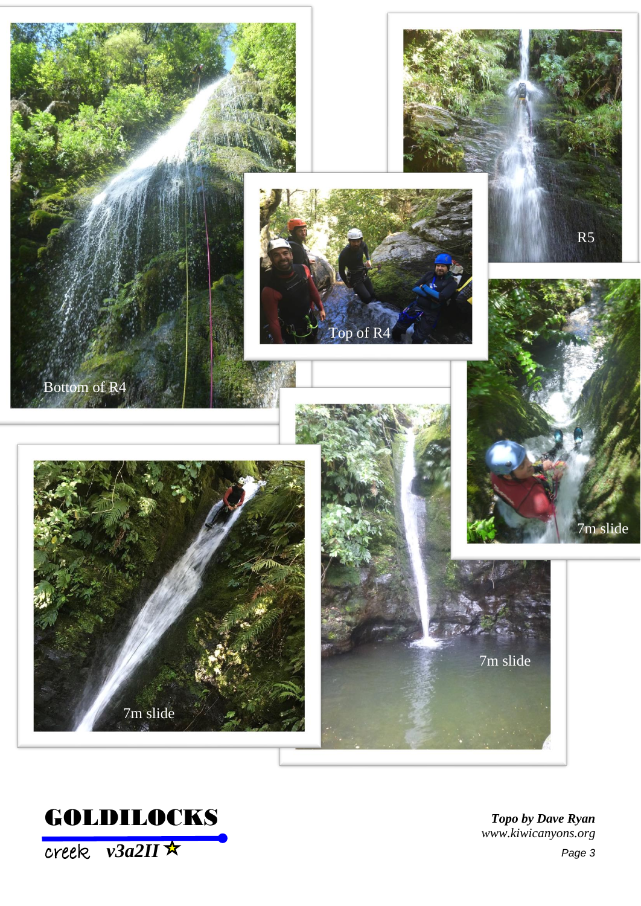Bottom of R4

Top of R4

R5

7m slide

7m slide

7m slide

**GOLDILOCKS**

creek *v3a2II* ☆

***Topo by Dave Ryan***
*www.kiwicanyons.org*